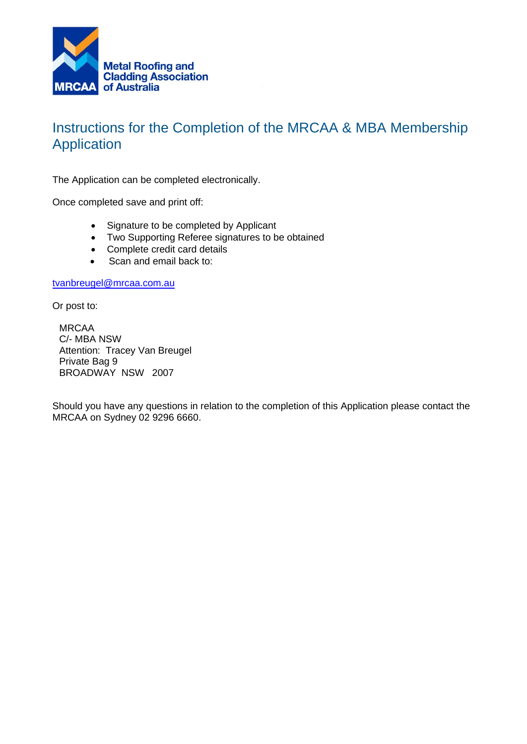MRCAA Metal Roofing and Cladding Association of Australia

# Instructions for the Completion of the MRCAA & MBA Membership Application

The Application can be completed electronically.

Once completed save and print off:

- Signature to be completed by Applicant
- Two Supporting Referee signatures to be obtained
- Complete credit card details
- Scan and email back to:

tvanbreugel@mrcaa.com.au

Or post to:

MRCAA
C/- MBA NSW
Attention: Tracey Van Breugel
Private Bag 9
BROADWAY NSW 2007

Should you have any questions in relation to the completion of this Application please contact the MRCAA on Sydney 02 9296 6660.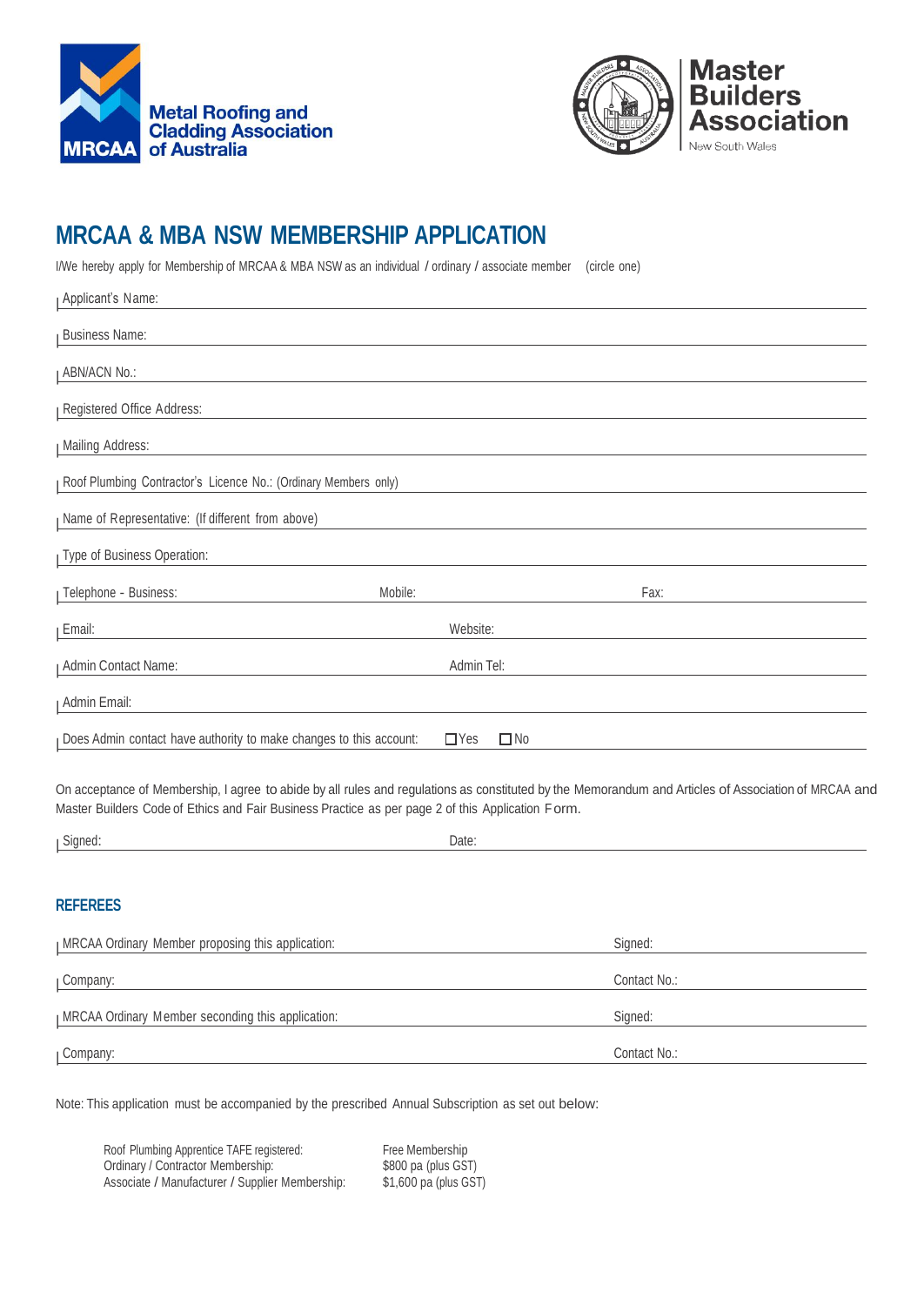Metal Roofing and Cladding Association of Australia

Master Builders Association New South Wales

# MRCAA & MBA NSW MEMBERSHIP APPLICATION

I/We hereby apply for Membership of MRCAA & MBA NSW as an individual / ordinary / associate member (circle one)

Applicant's Name:

Business Name:

ABN/ACN No.:

Registered Office Address:

Mailing Address:

Roof Plumbing Contractor's Licence No.: (Ordinary Members only)

Name of Representative: (If different from above)

Type of Business Operation:

Telephone - Business: Mobile: Fax:

Email: Website:

Admin Contact Name: Admin Tel:

Admin Email:

Does Admin contact have authority to make changes to this account: ☐ Yes ☐ No

On acceptance of Membership, I agree to abide by all rules and regulations as constituted by the Memorandum and Articles of Association of MRCAA and Master Builders Code of Ethics and Fair Business Practice as per page 2 of this Application Form.

Signed: Date:

## REFEREES

MRCAA Ordinary Member proposing this application: Signed:

Company: Contact No.:

MRCAA Ordinary Member seconding this application: Signed:

Company: Contact No.:

Note: This application must be accompanied by the prescribed Annual Subscription as set out below:

| | |
|---|---|
| Roof Plumbing Apprentice TAFE registered: | Free Membership |
| Ordinary / Contractor Membership: | $800 pa (plus GST) |
| Associate / Manufacturer / Supplier Membership: | $1,600 pa (plus GST) |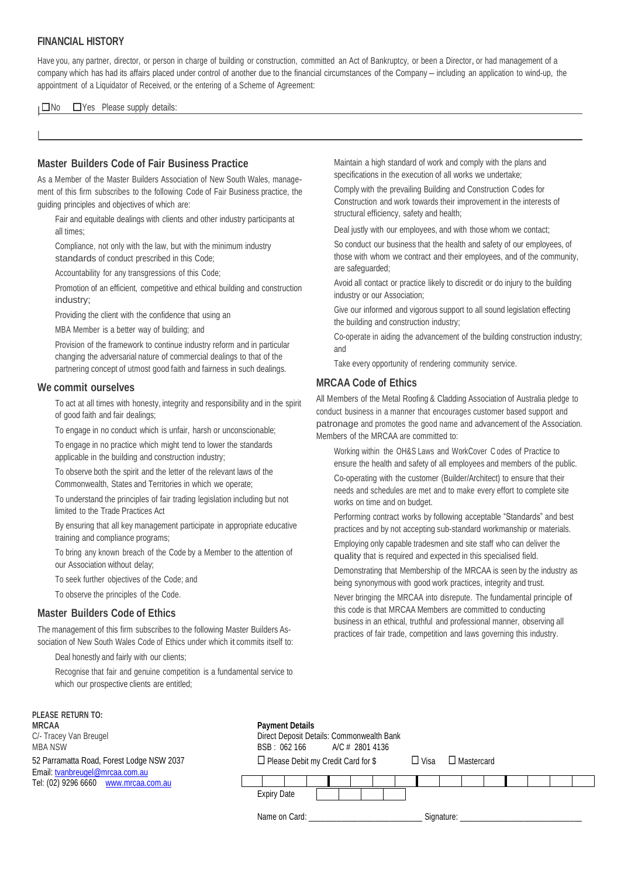## FINANCIAL HISTORY

Have you, any partner, director, or person in charge of building or construction, committed an Act of Bankruptcy, or been a Director, or had management of a company which has had its affairs placed under control of another due to the financial circumstances of the Company – including an application to wind-up, the appointment of a Liquidator of Received, or the entering of a Scheme of Agreement:

☐No ☐Yes Please supply details: ______________________________

______________________________

## Master Builders Code of Fair Business Practice

As a Member of the Master Builders Association of New South Wales, management of this firm subscribes to the following Code of Fair Business practice, the guiding principles and objectives of which are:

- Fair and equitable dealings with clients and other industry participants at all times;
- Compliance, not only with the law, but with the minimum industry standards of conduct prescribed in this Code;
- Accountability for any transgressions of this Code;
- Promotion of an efficient, competitive and ethical building and construction industry;
- Providing the client with the confidence that using an
- MBA Member is a better way of building; and
- Provision of the framework to continue industry reform and in particular changing the adversarial nature of commercial dealings to that of the partnering concept of utmost good faith and fairness in such dealings.

### We commit ourselves

- To act at all times with honesty, integrity and responsibility and in the spirit of good faith and fair dealings;
- To engage in no conduct which is unfair, harsh or unconscionable;
- To engage in no practice which might tend to lower the standards applicable in the building and construction industry;
- To observe both the spirit and the letter of the relevant laws of the Commonwealth, States and Territories in which we operate;
- To understand the principles of fair trading legislation including but not limited to the Trade Practices Act
- By ensuring that all key management participate in appropriate educative training and compliance programs;
- To bring any known breach of the Code by a Member to the attention of our Association without delay;
- To seek further objectives of the Code; and
- To observe the principles of the Code.

## Master Builders Code of Ethics

The management of this firm subscribes to the following Master Builders Association of New South Wales Code of Ethics under which it commits itself to:

- Deal honestly and fairly with our clients;
- Recognise that fair and genuine competition is a fundamental service to which our prospective clients are entitled;
- Maintain a high standard of work and comply with the plans and specifications in the execution of all works we undertake;
- Comply with the prevailing Building and Construction Codes for Construction and work towards their improvement in the interests of structural efficiency, safety and health;
- Deal justly with our employees, and with those whom we contact;
- So conduct our business that the health and safety of our employees, of those with whom we contract and their employees, and of the community, are safeguarded;
- Avoid all contact or practice likely to discredit or do injury to the building industry or our Association;
- Give our informed and vigorous support to all sound legislation effecting the building and construction industry;
- Co-operate in aiding the advancement of the building construction industry; and
- Take every opportunity of rendering community service.

## MRCAA Code of Ethics

All Members of the Metal Roofing & Cladding Association of Australia pledge to conduct business in a manner that encourages customer based support and patronage and promotes the good name and advancement of the Association. Members of the MRCAA are committed to:

- Working within the OH&S Laws and WorkCover Codes of Practice to ensure the health and safety of all employees and members of the public.
- Co-operating with the customer (Builder/Architect) to ensure that their needs and schedules are met and to make every effort to complete site works on time and on budget.
- Performing contract works by following acceptable "Standards" and best practices and by not accepting sub-standard workmanship or materials.
- Employing only capable tradesmen and site staff who can deliver the quality that is required and expected in this specialised field.
- Demonstrating that Membership of the MRCAA is seen by the industry as being synonymous with good work practices, integrity and trust.
- Never bringing the MRCAA into disrepute. The fundamental principle of this code is that MRCAA Members are committed to conducting business in an ethical, truthful and professional manner, observing all practices of fair trade, competition and laws governing this industry.

**PLEASE RETURN TO:**
**MRCAA**
C/- Tracey Van Breugel
MBA NSW
52 Parramatta Road, Forest Lodge NSW 2037
Email: tvanbreugel@mrcaa.com.au
Tel: (02) 9296 6660 www.mrcaa.com.au

**Payment Details**
Direct Deposit Details: Commonwealth Bank
BSB : 062 166 A/C # 2801 4136
☐ Please Debit my Credit Card for $ ☐ Visa ☐ Mastercard

Expiry Date

Name on Card: ______________________ Signature: ______________________